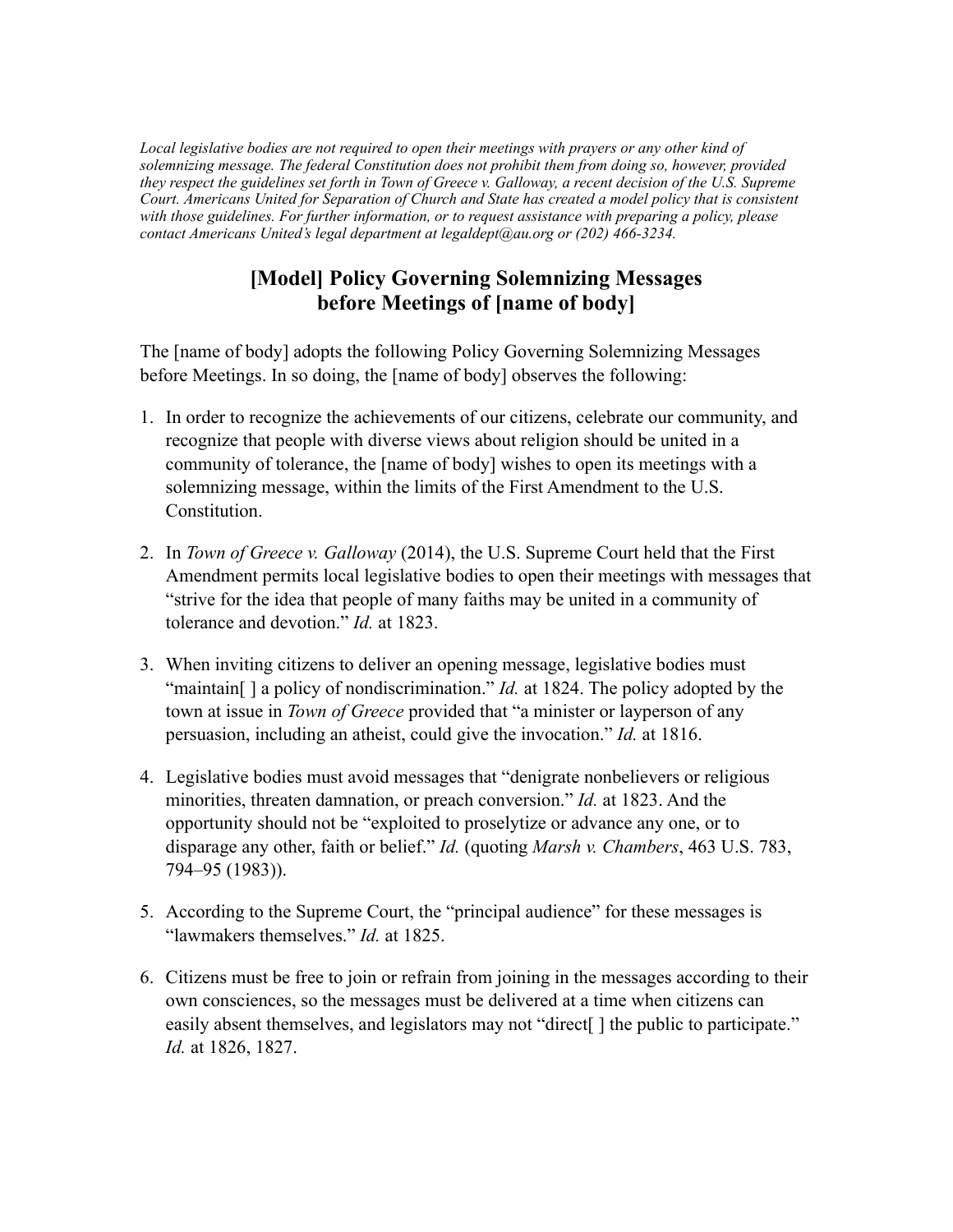*Local legislative bodies are not required to open their meetings with prayers or any other kind of solemnizing message. The federal Constitution does not prohibit them from doing so, however, provided they respect the guidelines set forth in Town of Greece v. Galloway, a recent decision of the U.S. Supreme Court. Americans United for Separation of Church and State has created a model policy that is consistent with those guidelines. For further information, or to request assistance with preparing a policy, please contact Americans United's legal department at legaldept@au.org or (202) 466-3234.*

# [Model] Policy Governing Solemnizing Messages before Meetings of [name of body]

The [name of body] adopts the following Policy Governing Solemnizing Messages before Meetings. In so doing, the [name of body] observes the following:

1. In order to recognize the achievements of our citizens, celebrate our community, and recognize that people with diverse views about religion should be united in a community of tolerance, the [name of body] wishes to open its meetings with a solemnizing message, within the limits of the First Amendment to the U.S. Constitution.

2. In *Town of Greece v. Galloway* (2014), the U.S. Supreme Court held that the First Amendment permits local legislative bodies to open their meetings with messages that "strive for the idea that people of many faiths may be united in a community of tolerance and devotion." *Id.* at 1823.

3. When inviting citizens to deliver an opening message, legislative bodies must "maintain[ ] a policy of nondiscrimination." *Id.* at 1824. The policy adopted by the town at issue in *Town of Greece* provided that "a minister or layperson of any persuasion, including an atheist, could give the invocation." *Id.* at 1816.

4. Legislative bodies must avoid messages that "denigrate nonbelievers or religious minorities, threaten damnation, or preach conversion." *Id.* at 1823. And the opportunity should not be "exploited to proselytize or advance any one, or to disparage any other, faith or belief." *Id.* (quoting *Marsh v. Chambers*, 463 U.S. 783, 794–95 (1983)).

5. According to the Supreme Court, the "principal audience" for these messages is "lawmakers themselves." *Id.* at 1825.

6. Citizens must be free to join or refrain from joining in the messages according to their own consciences, so the messages must be delivered at a time when citizens can easily absent themselves, and legislators may not "direct[ ] the public to participate." *Id.* at 1826, 1827.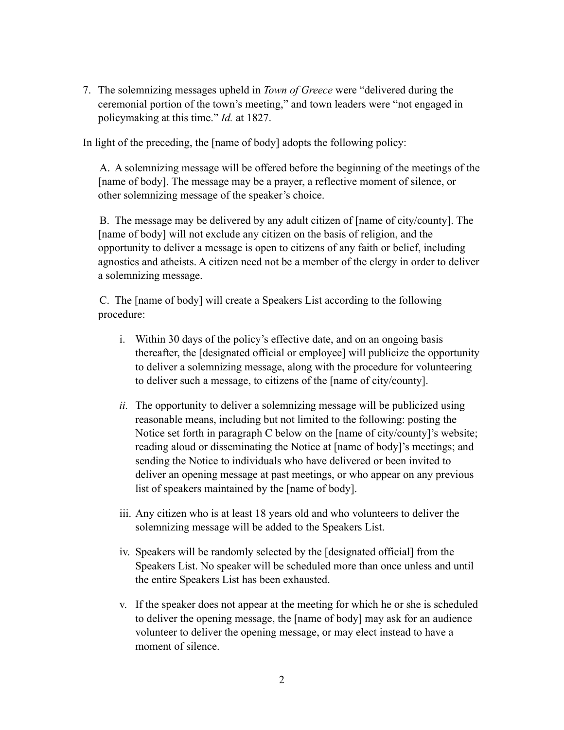7. The solemnizing messages upheld in *Town of Greece* were "delivered during the ceremonial portion of the town's meeting," and town leaders were "not engaged in policymaking at this time." *Id.* at 1827.

In light of the preceding, the [name of body] adopts the following policy:

A. A solemnizing message will be offered before the beginning of the meetings of the [name of body]. The message may be a prayer, a reflective moment of silence, or other solemnizing message of the speaker's choice.

B. The message may be delivered by any adult citizen of [name of city/county]. The [name of body] will not exclude any citizen on the basis of religion, and the opportunity to deliver a message is open to citizens of any faith or belief, including agnostics and atheists. A citizen need not be a member of the clergy in order to deliver a solemnizing message.

C. The [name of body] will create a Speakers List according to the following procedure:

i. Within 30 days of the policy's effective date, and on an ongoing basis thereafter, the [designated official or employee] will publicize the opportunity to deliver a solemnizing message, along with the procedure for volunteering to deliver such a message, to citizens of the [name of city/county].

*ii.* The opportunity to deliver a solemnizing message will be publicized using reasonable means, including but not limited to the following: posting the Notice set forth in paragraph C below on the [name of city/county]'s website; reading aloud or disseminating the Notice at [name of body]'s meetings; and sending the Notice to individuals who have delivered or been invited to deliver an opening message at past meetings, or who appear on any previous list of speakers maintained by the [name of body].

iii. Any citizen who is at least 18 years old and who volunteers to deliver the solemnizing message will be added to the Speakers List.

iv. Speakers will be randomly selected by the [designated official] from the Speakers List. No speaker will be scheduled more than once unless and until the entire Speakers List has been exhausted.

v. If the speaker does not appear at the meeting for which he or she is scheduled to deliver the opening message, the [name of body] may ask for an audience volunteer to deliver the opening message, or may elect instead to have a moment of silence.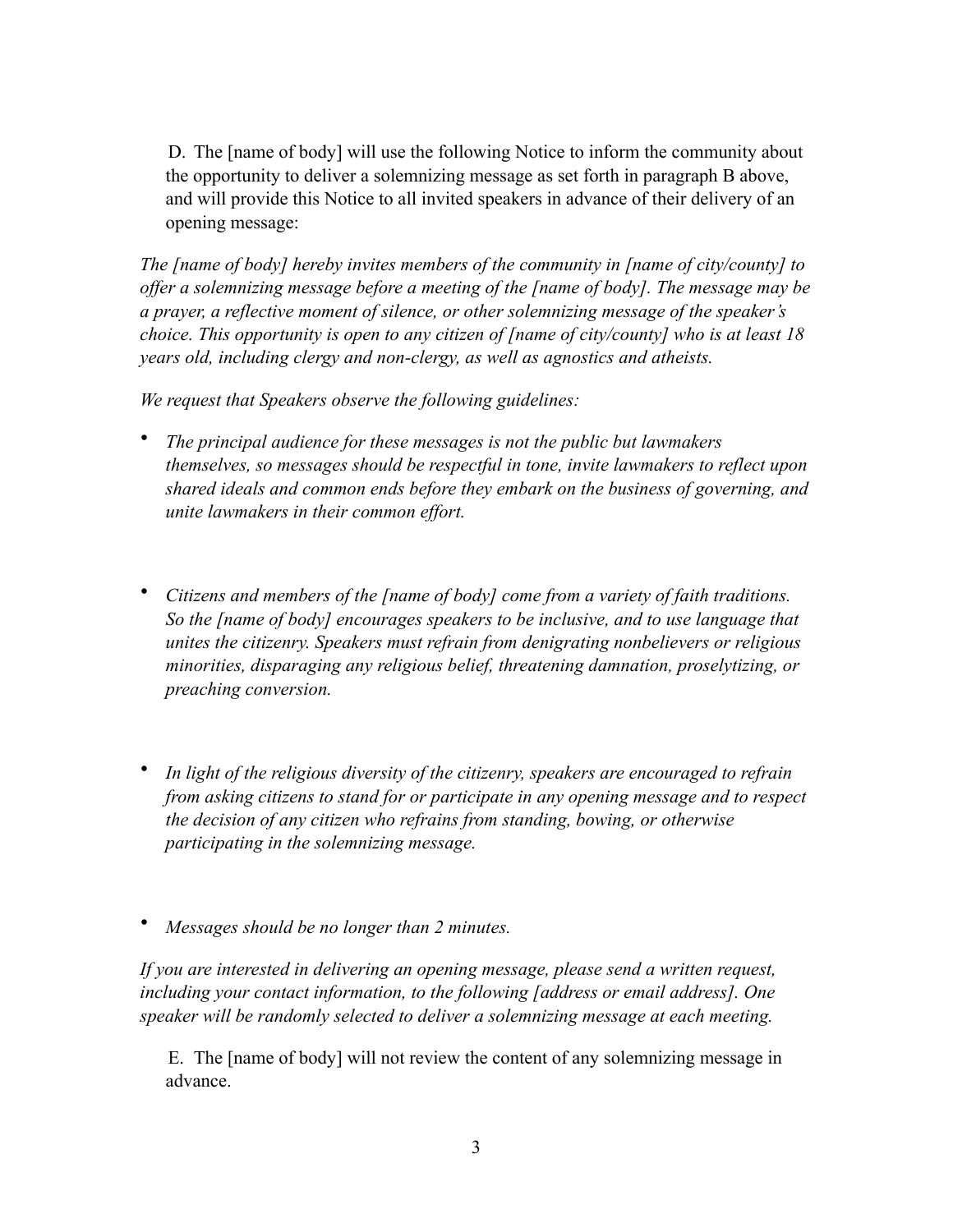D. The [name of body] will use the following Notice to inform the community about the opportunity to deliver a solemnizing message as set forth in paragraph B above, and will provide this Notice to all invited speakers in advance of their delivery of an opening message:

*The [name of body] hereby invites members of the community in [name of city/county] to offer a solemnizing message before a meeting of the [name of body]. The message may be a prayer, a reflective moment of silence, or other solemnizing message of the speaker's choice. This opportunity is open to any citizen of [name of city/county] who is at least 18 years old, including clergy and non-clergy, as well as agnostics and atheists.*

*We request that Speakers observe the following guidelines:*

- *The principal audience for these messages is not the public but lawmakers themselves, so messages should be respectful in tone, invite lawmakers to reflect upon shared ideals and common ends before they embark on the business of governing, and unite lawmakers in their common effort.*

- *Citizens and members of the [name of body] come from a variety of faith traditions. So the [name of body] encourages speakers to be inclusive, and to use language that unites the citizenry. Speakers must refrain from denigrating nonbelievers or religious minorities, disparaging any religious belief, threatening damnation, proselytizing, or preaching conversion.*

- *In light of the religious diversity of the citizenry, speakers are encouraged to refrain from asking citizens to stand for or participate in any opening message and to respect the decision of any citizen who refrains from standing, bowing, or otherwise participating in the solemnizing message.*

- *Messages should be no longer than 2 minutes.*

*If you are interested in delivering an opening message, please send a written request, including your contact information, to the following [address or email address]. One speaker will be randomly selected to deliver a solemnizing message at each meeting.*

E. The [name of body] will not review the content of any solemnizing message in advance.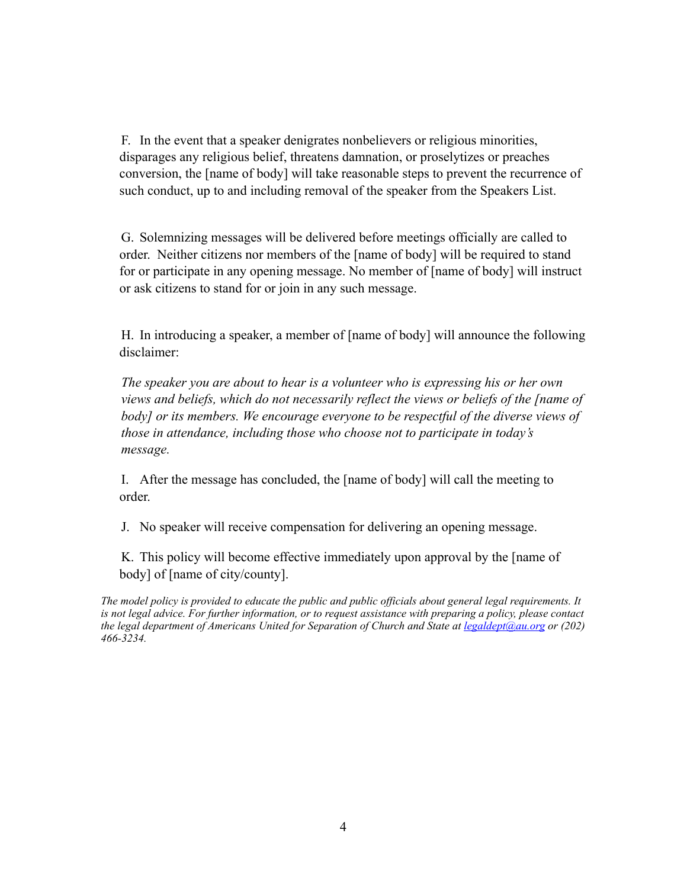F. In the event that a speaker denigrates nonbelievers or religious minorities, disparages any religious belief, threatens damnation, or proselytizes or preaches conversion, the [name of body] will take reasonable steps to prevent the recurrence of such conduct, up to and including removal of the speaker from the Speakers List.

G. Solemnizing messages will be delivered before meetings officially are called to order. Neither citizens nor members of the [name of body] will be required to stand for or participate in any opening message. No member of [name of body] will instruct or ask citizens to stand for or join in any such message.

H. In introducing a speaker, a member of [name of body] will announce the following disclaimer:

*The speaker you are about to hear is a volunteer who is expressing his or her own views and beliefs, which do not necessarily reflect the views or beliefs of the [name of body] or its members. We encourage everyone to be respectful of the diverse views of those in attendance, including those who choose not to participate in today's message.*

I. After the message has concluded, the [name of body] will call the meeting to order.

J. No speaker will receive compensation for delivering an opening message.

K. This policy will become effective immediately upon approval by the [name of body] of [name of city/county].

*The model policy is provided to educate the public and public officials about general legal requirements. It is not legal advice. For further information, or to request assistance with preparing a policy, please contact the legal department of Americans United for Separation of Church and State at [legaldept@au.org](mailto:legaldept@au.org) or (202) 466-3234.*